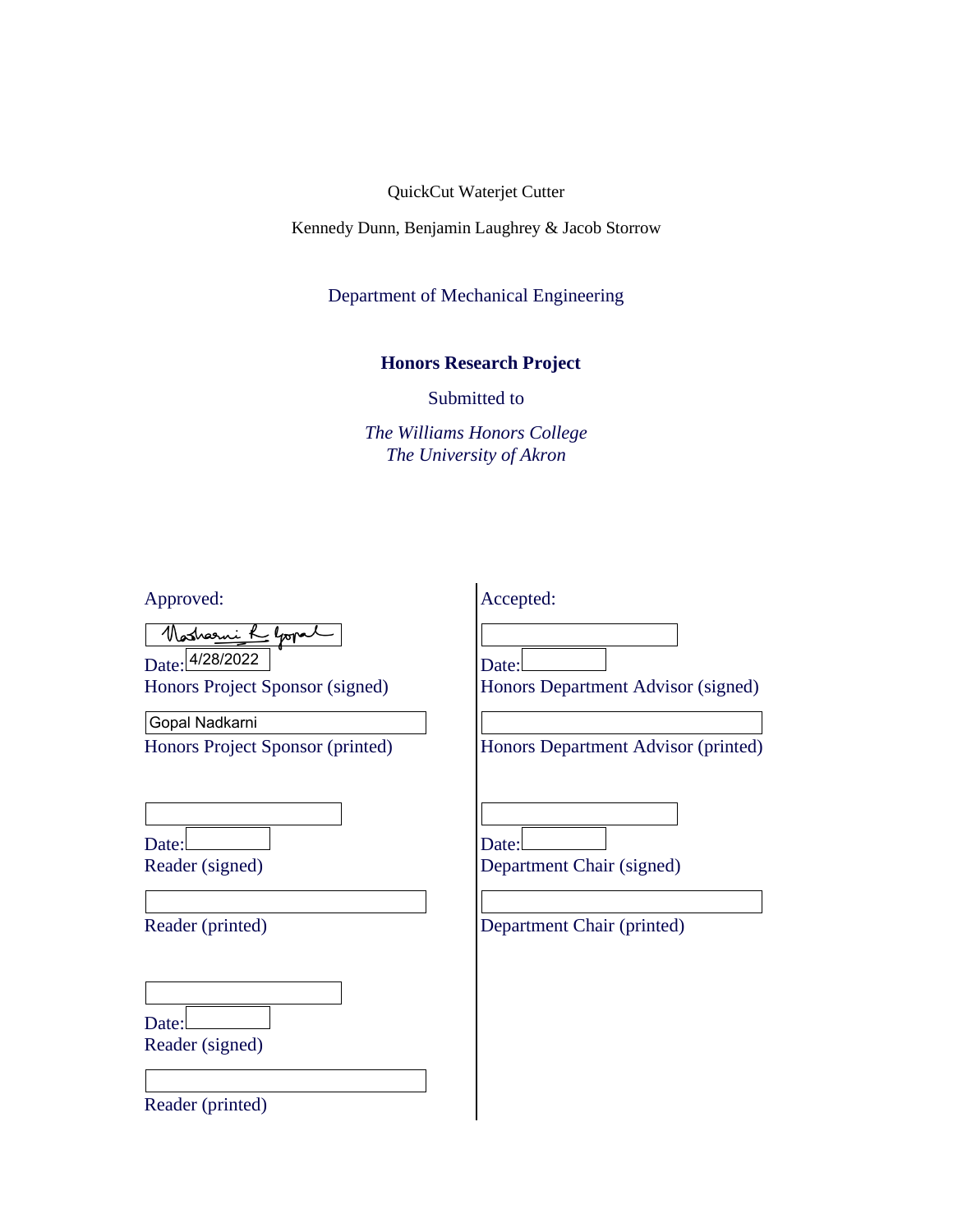QuickCut Waterjet Cutter

Kennedy Dunn, Benjamin Laughrey & Jacob Storrow

Department of Mechanical Engineering

**Honors Research Project**

Submitted to

*The Williams Honors College*
*The University of Akron*

Approved:

Nadkarni R Gopal
Date: 4/28/2022
Honors Project Sponsor (signed)

Gopal Nadkarni
Honors Project Sponsor (printed)

Date:
Reader (signed)

Reader (printed)

Date:
Reader (signed)

Reader (printed)

Accepted:

Date:
Honors Department Advisor (signed)

Honors Department Advisor (printed)

Date:
Department Chair (signed)

Department Chair (printed)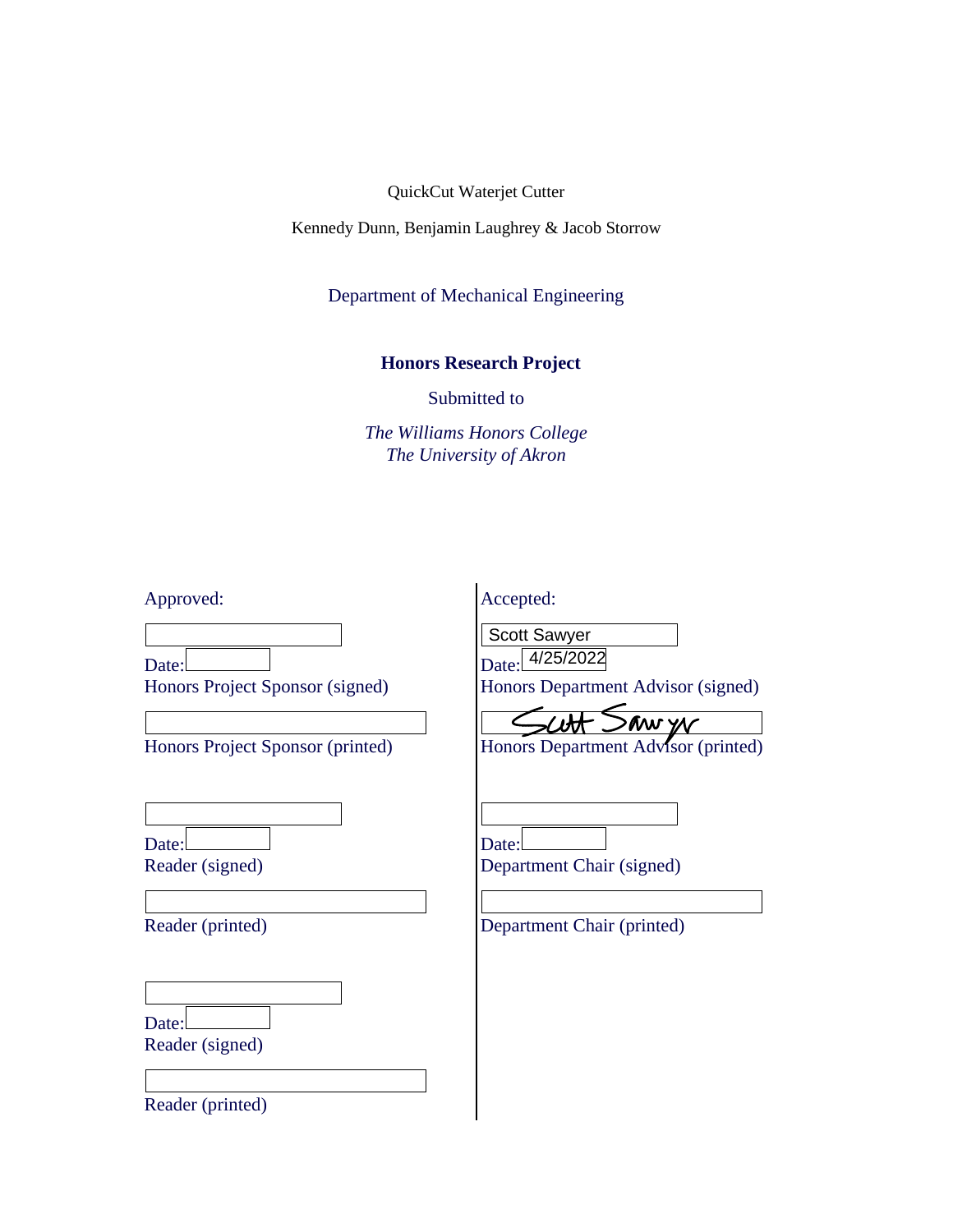QuickCut Waterjet Cutter

Kennedy Dunn, Benjamin Laughrey & Jacob Storrow

Department of Mechanical Engineering

**Honors Research Project**

Submitted to

*The Williams Honors College*
*The University of Akron*

Approved:

Date:
Honors Project Sponsor (signed)

Honors Project Sponsor (printed)

Date:
Reader (signed)

Reader (printed)

Date:
Reader (signed)

Reader (printed)

Accepted:

Scott Sawyer

Date: 4/25/2022
Honors Department Advisor (signed)

Scott Sawyer

Honors Department Advisor (printed)

Date:
Department Chair (signed)

Department Chair (printed)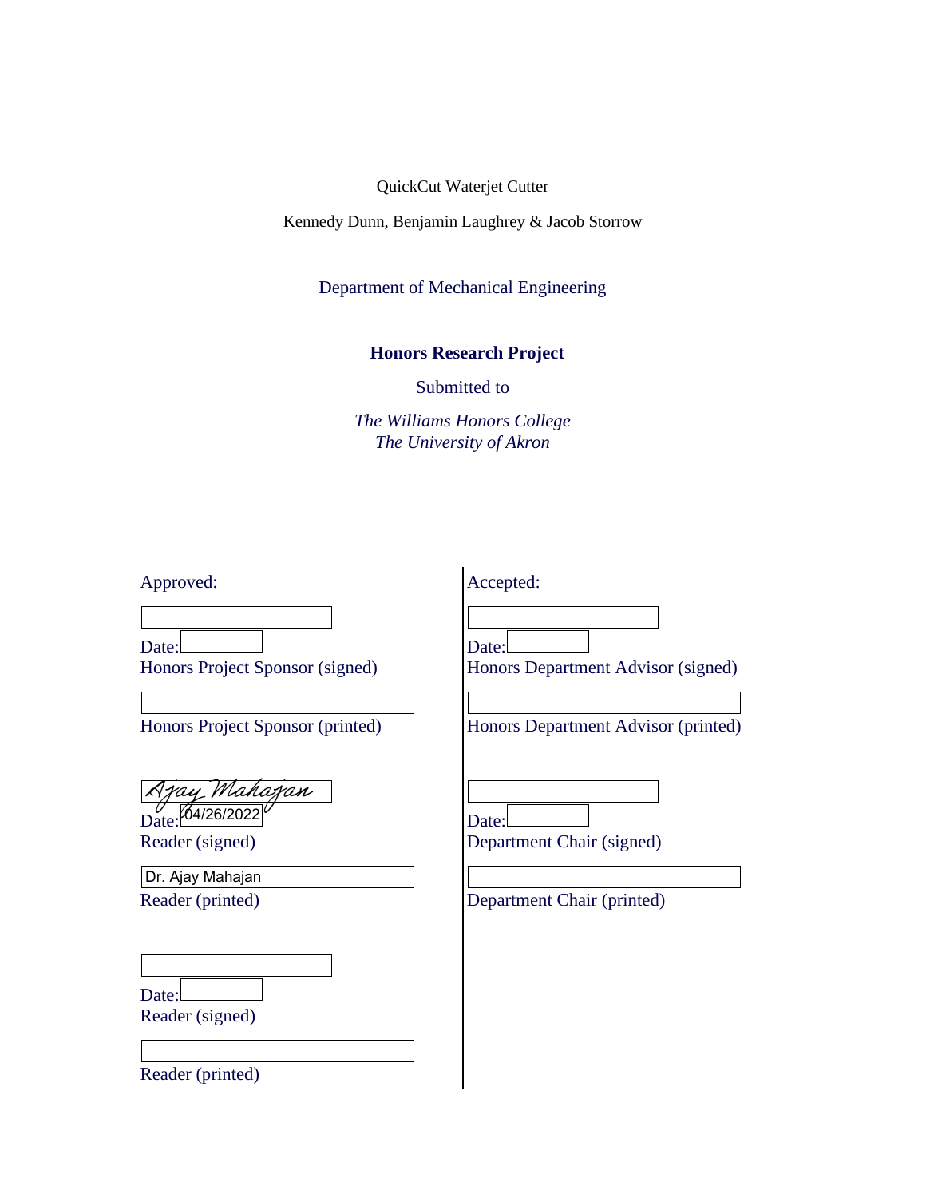QuickCut Waterjet Cutter

Kennedy Dunn, Benjamin Laughrey & Jacob Storrow

Department of Mechanical Engineering

**Honors Research Project**

Submitted to

*The Williams Honors College*
*The University of Akron*

Approved:

Date:
Honors Project Sponsor (signed)

Honors Project Sponsor (printed)

Ajay Mahajan
Date: 04/26/2022
Reader (signed)

Dr. Ajay Mahajan
Reader (printed)

Date:
Reader (signed)

Reader (printed)

Accepted:

Date:
Honors Department Advisor (signed)

Honors Department Advisor (printed)

Date:
Department Chair (signed)

Department Chair (printed)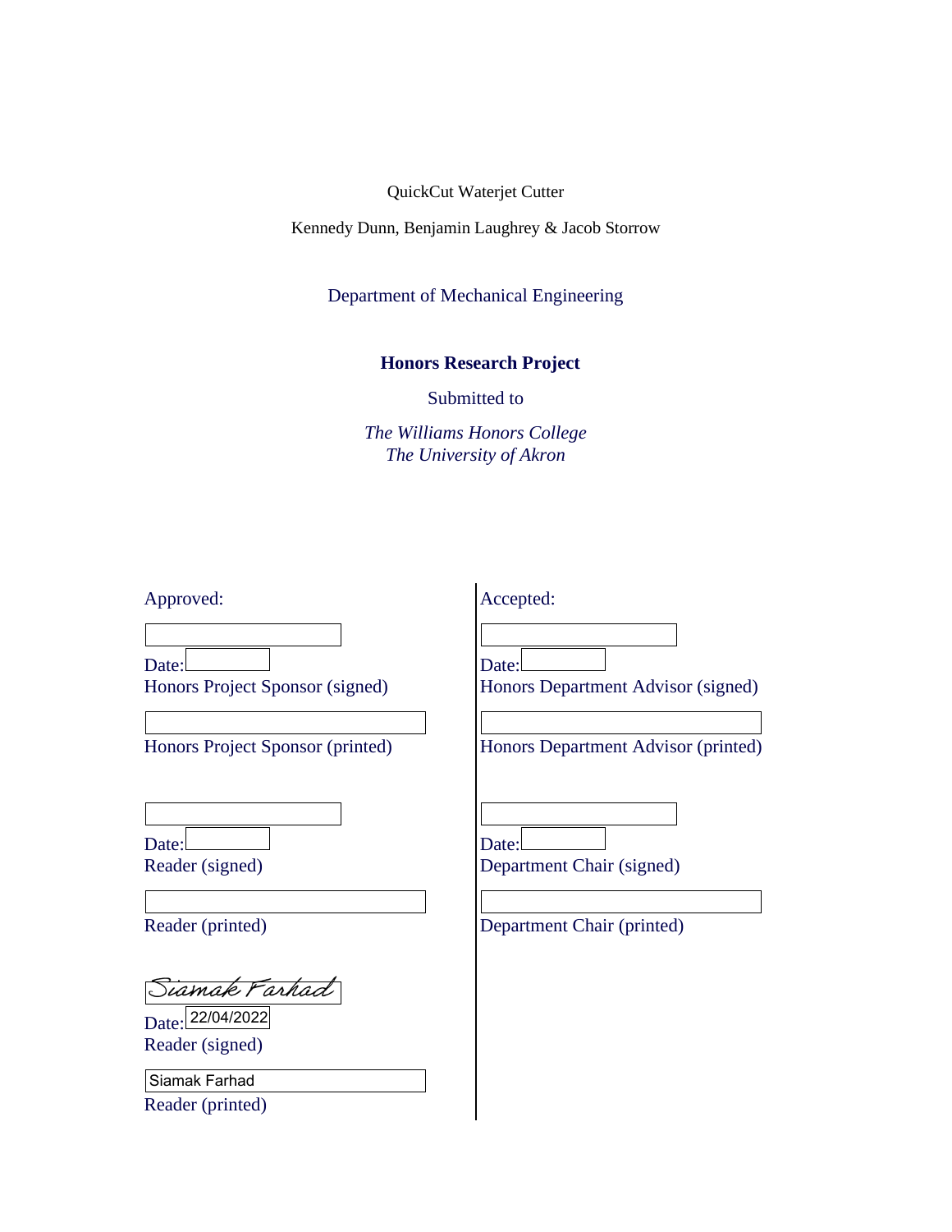QuickCut Waterjet Cutter

Kennedy Dunn, Benjamin Laughrey & Jacob Storrow

Department of Mechanical Engineering

**Honors Research Project**

Submitted to

*The Williams Honors College*
*The University of Akron*

Approved:

Date:
Honors Project Sponsor (signed)

Honors Project Sponsor (printed)

Date:
Reader (signed)

Reader (printed)

Siamak Farhad

Date: 22/04/2022
Reader (signed)

Siamak Farhad
Reader (printed)

Accepted:

Date:
Honors Department Advisor (signed)

Honors Department Advisor (printed)

Date:
Department Chair (signed)

Department Chair (printed)